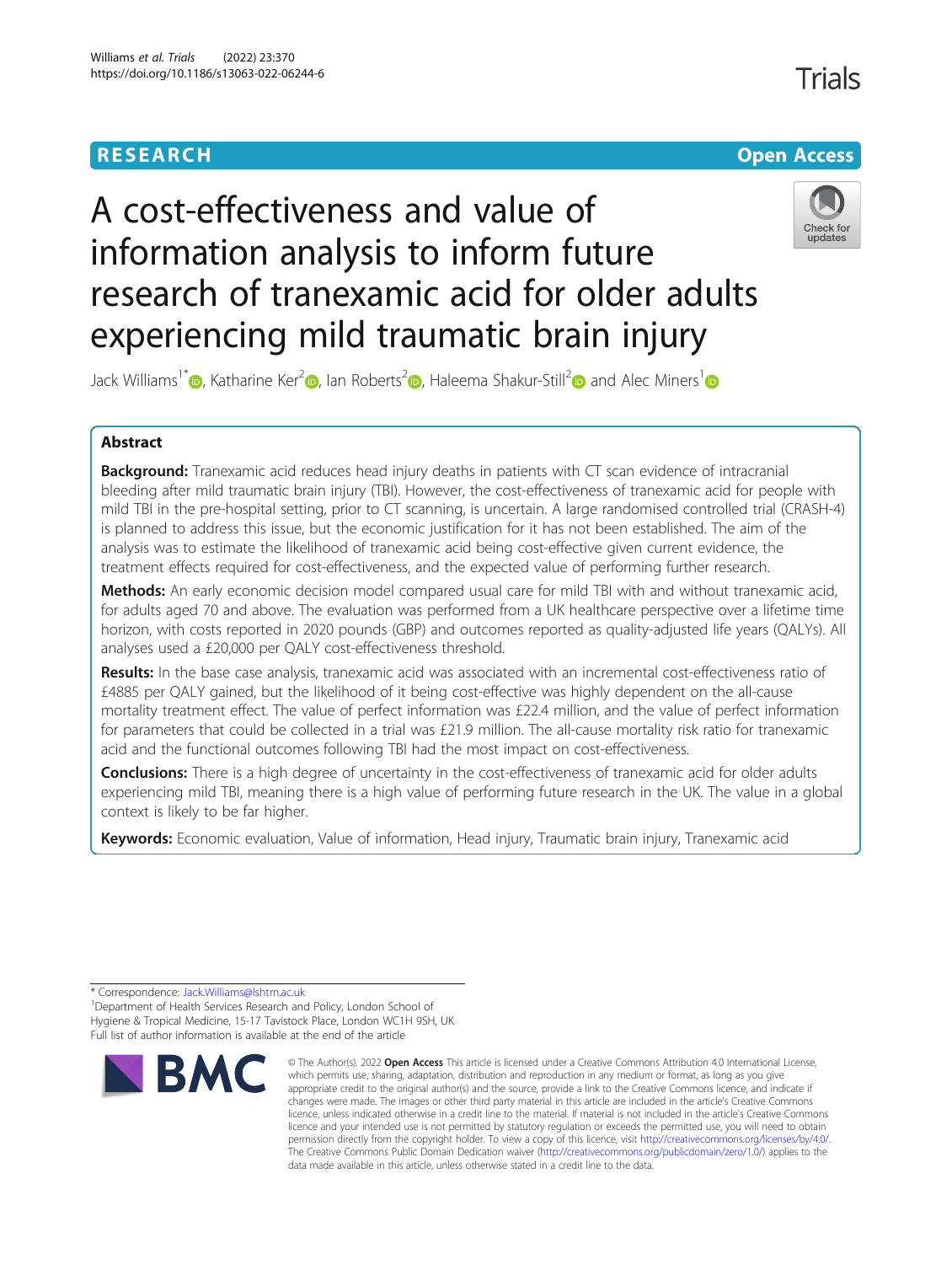RESEARCH

Open Access

# A cost-effectiveness and value of information analysis to inform future research of tranexamic acid for older adults experiencing mild traumatic brain injury

Jack Williams[1*], Katharine Ker[2], Ian Roberts[2], Haleema Shakur-Still[2] and Alec Miners[1]

## Abstract

**Background:** Tranexamic acid reduces head injury deaths in patients with CT scan evidence of intracranial bleeding after mild traumatic brain injury (TBI). However, the cost-effectiveness of tranexamic acid for people with mild TBI in the pre-hospital setting, prior to CT scanning, is uncertain. A large randomised controlled trial (CRASH-4) is planned to address this issue, but the economic justification for it has not been established. The aim of the analysis was to estimate the likelihood of tranexamic acid being cost-effective given current evidence, the treatment effects required for cost-effectiveness, and the expected value of performing further research.

**Methods:** An early economic decision model compared usual care for mild TBI with and without tranexamic acid, for adults aged 70 and above. The evaluation was performed from a UK healthcare perspective over a lifetime time horizon, with costs reported in 2020 pounds (GBP) and outcomes reported as quality-adjusted life years (QALYs). All analyses used a £20,000 per QALY cost-effectiveness threshold.

**Results:** In the base case analysis, tranexamic acid was associated with an incremental cost-effectiveness ratio of £4885 per QALY gained, but the likelihood of it being cost-effective was highly dependent on the all-cause mortality treatment effect. The value of perfect information was £22.4 million, and the value of perfect information for parameters that could be collected in a trial was £21.9 million. The all-cause mortality risk ratio for tranexamic acid and the functional outcomes following TBI had the most impact on cost-effectiveness.

**Conclusions:** There is a high degree of uncertainty in the cost-effectiveness of tranexamic acid for older adults experiencing mild TBI, meaning there is a high value of performing future research in the UK. The value in a global context is likely to be far higher.

**Keywords:** Economic evaluation, Value of information, Head injury, Traumatic brain injury, Tranexamic acid

---

* Correspondence: Jack.Williams@lshtm.ac.uk
[1]Department of Health Services Research and Policy, London School of Hygiene & Tropical Medicine, 15-17 Tavistock Place, London WC1H 9SH, UK
Full list of author information is available at the end of the article

© The Author(s). 2022 **Open Access** This article is licensed under a Creative Commons Attribution 4.0 International License, which permits use, sharing, adaptation, distribution and reproduction in any medium or format, as long as you give appropriate credit to the original author(s) and the source, provide a link to the Creative Commons licence, and indicate if changes were made. The images or other third party material in this article are included in the article's Creative Commons licence, unless indicated otherwise in a credit line to the material. If material is not included in the article's Creative Commons licence and your intended use is not permitted by statutory regulation or exceeds the permitted use, you will need to obtain permission directly from the copyright holder. To view a copy of this licence, visit http://creativecommons.org/licenses/by/4.0/. The Creative Commons Public Domain Dedication waiver (http://creativecommons.org/publicdomain/zero/1.0/) applies to the data made available in this article, unless otherwise stated in a credit line to the data.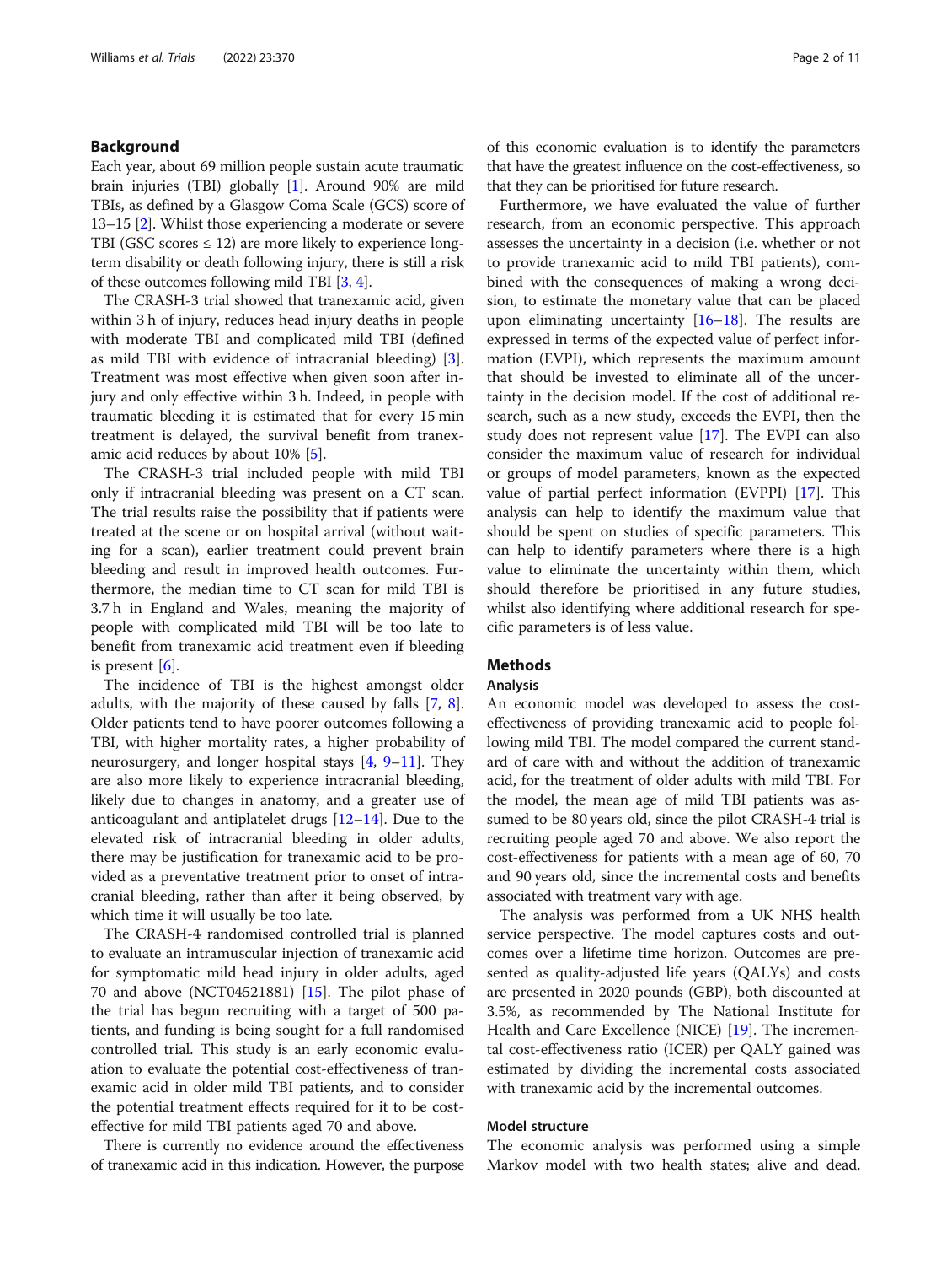## Background

Each year, about 69 million people sustain acute traumatic brain injuries (TBI) globally [1]. Around 90% are mild TBIs, as defined by a Glasgow Coma Scale (GCS) score of 13–15 [2]. Whilst those experiencing a moderate or severe TBI (GSC scores ≤ 12) are more likely to experience long-term disability or death following injury, there is still a risk of these outcomes following mild TBI [3, 4].

The CRASH-3 trial showed that tranexamic acid, given within 3 h of injury, reduces head injury deaths in people with moderate TBI and complicated mild TBI (defined as mild TBI with evidence of intracranial bleeding) [3]. Treatment was most effective when given soon after injury and only effective within 3 h. Indeed, in people with traumatic bleeding it is estimated that for every 15 min treatment is delayed, the survival benefit from tranexamic acid reduces by about 10% [5].

The CRASH-3 trial included people with mild TBI only if intracranial bleeding was present on a CT scan. The trial results raise the possibility that if patients were treated at the scene or on hospital arrival (without waiting for a scan), earlier treatment could prevent brain bleeding and result in improved health outcomes. Furthermore, the median time to CT scan for mild TBI is 3.7 h in England and Wales, meaning the majority of people with complicated mild TBI will be too late to benefit from tranexamic acid treatment even if bleeding is present [6].

The incidence of TBI is the highest amongst older adults, with the majority of these caused by falls [7, 8]. Older patients tend to have poorer outcomes following a TBI, with higher mortality rates, a higher probability of neurosurgery, and longer hospital stays [4, 9–11]. They are also more likely to experience intracranial bleeding, likely due to changes in anatomy, and a greater use of anticoagulant and antiplatelet drugs [12–14]. Due to the elevated risk of intracranial bleeding in older adults, there may be justification for tranexamic acid to be provided as a preventative treatment prior to onset of intracranial bleeding, rather than after it being observed, by which time it will usually be too late.

The CRASH-4 randomised controlled trial is planned to evaluate an intramuscular injection of tranexamic acid for symptomatic mild head injury in older adults, aged 70 and above (NCT04521881) [15]. The pilot phase of the trial has begun recruiting with a target of 500 patients, and funding is being sought for a full randomised controlled trial. This study is an early economic evaluation to evaluate the potential cost-effectiveness of tranexamic acid in older mild TBI patients, and to consider the potential treatment effects required for it to be cost-effective for mild TBI patients aged 70 and above.

There is currently no evidence around the effectiveness of tranexamic acid in this indication. However, the purpose of this economic evaluation is to identify the parameters that have the greatest influence on the cost-effectiveness, so that they can be prioritised for future research.

Furthermore, we have evaluated the value of further research, from an economic perspective. This approach assesses the uncertainty in a decision (i.e. whether or not to provide tranexamic acid to mild TBI patients), combined with the consequences of making a wrong decision, to estimate the monetary value that can be placed upon eliminating uncertainty [16–18]. The results are expressed in terms of the expected value of perfect information (EVPI), which represents the maximum amount that should be invested to eliminate all of the uncertainty in the decision model. If the cost of additional research, such as a new study, exceeds the EVPI, then the study does not represent value [17]. The EVPI can also consider the maximum value of research for individual or groups of model parameters, known as the expected value of partial perfect information (EVPPI) [17]. This analysis can help to identify the maximum value that should be spent on studies of specific parameters. This can help to identify parameters where there is a high value to eliminate the uncertainty within them, which should therefore be prioritised in any future studies, whilst also identifying where additional research for specific parameters is of less value.

## Methods

### Analysis

An economic model was developed to assess the cost-effectiveness of providing tranexamic acid to people following mild TBI. The model compared the current standard of care with and without the addition of tranexamic acid, for the treatment of older adults with mild TBI. For the model, the mean age of mild TBI patients was assumed to be 80 years old, since the pilot CRASH-4 trial is recruiting people aged 70 and above. We also report the cost-effectiveness for patients with a mean age of 60, 70 and 90 years old, since the incremental costs and benefits associated with treatment vary with age.

The analysis was performed from a UK NHS health service perspective. The model captures costs and outcomes over a lifetime time horizon. Outcomes are presented as quality-adjusted life years (QALYs) and costs are presented in 2020 pounds (GBP), both discounted at 3.5%, as recommended by The National Institute for Health and Care Excellence (NICE) [19]. The incremental cost-effectiveness ratio (ICER) per QALY gained was estimated by dividing the incremental costs associated with tranexamic acid by the incremental outcomes.

### Model structure

The economic analysis was performed using a simple Markov model with two health states; alive and dead.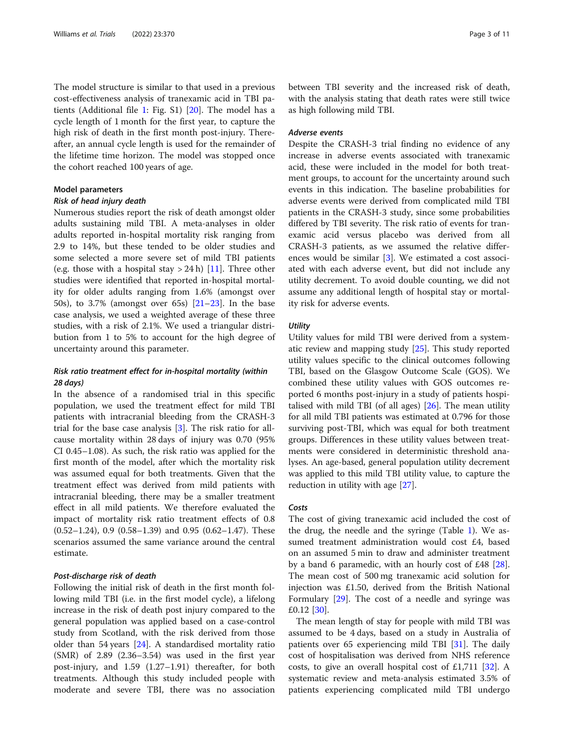The model structure is similar to that used in a previous cost-effectiveness analysis of tranexamic acid in TBI patients (Additional file 1: Fig. S1) [20]. The model has a cycle length of 1 month for the first year, to capture the high risk of death in the first month post-injury. Thereafter, an annual cycle length is used for the remainder of the lifetime time horizon. The model was stopped once the cohort reached 100 years of age.

### Model parameters

#### *Risk of head injury death*

Numerous studies report the risk of death amongst older adults sustaining mild TBI. A meta-analyses in older adults reported in-hospital mortality risk ranging from 2.9 to 14%, but these tended to be older studies and some selected a more severe set of mild TBI patients (e.g. those with a hospital stay > 24 h) [11]. Three other studies were identified that reported in-hospital mortality for older adults ranging from 1.6% (amongst over 50s), to 3.7% (amongst over 65s) [21–23]. In the base case analysis, we used a weighted average of these three studies, with a risk of 2.1%. We used a triangular distribution from 1 to 5% to account for the high degree of uncertainty around this parameter.

#### *Risk ratio treatment effect for in-hospital mortality (within 28 days)*

In the absence of a randomised trial in this specific population, we used the treatment effect for mild TBI patients with intracranial bleeding from the CRASH-3 trial for the base case analysis [3]. The risk ratio for all-cause mortality within 28 days of injury was 0.70 (95% CI 0.45–1.08). As such, the risk ratio was applied for the first month of the model, after which the mortality risk was assumed equal for both treatments. Given that the treatment effect was derived from mild patients with intracranial bleeding, there may be a smaller treatment effect in all mild patients. We therefore evaluated the impact of mortality risk ratio treatment effects of 0.8 (0.52–1.24), 0.9 (0.58–1.39) and 0.95 (0.62–1.47). These scenarios assumed the same variance around the central estimate.

#### *Post-discharge risk of death*

Following the initial risk of death in the first month following mild TBI (i.e. in the first model cycle), a lifelong increase in the risk of death post injury compared to the general population was applied based on a case-control study from Scotland, with the risk derived from those older than 54 years [24]. A standardised mortality ratio (SMR) of 2.89 (2.36–3.54) was used in the first year post-injury, and 1.59 (1.27–1.91) thereafter, for both treatments. Although this study included people with moderate and severe TBI, there was no association between TBI severity and the increased risk of death, with the analysis stating that death rates were still twice as high following mild TBI.

#### *Adverse events*

Despite the CRASH-3 trial finding no evidence of any increase in adverse events associated with tranexamic acid, these were included in the model for both treatment groups, to account for the uncertainty around such events in this indication. The baseline probabilities for adverse events were derived from complicated mild TBI patients in the CRASH-3 study, since some probabilities differed by TBI severity. The risk ratio of events for tranexamic acid versus placebo was derived from all CRASH-3 patients, as we assumed the relative differences would be similar [3]. We estimated a cost associated with each adverse event, but did not include any utility decrement. To avoid double counting, we did not assume any additional length of hospital stay or mortality risk for adverse events.

#### *Utility*

Utility values for mild TBI were derived from a systematic review and mapping study [25]. This study reported utility values specific to the clinical outcomes following TBI, based on the Glasgow Outcome Scale (GOS). We combined these utility values with GOS outcomes reported 6 months post-injury in a study of patients hospitalised with mild TBI (of all ages) [26]. The mean utility for all mild TBI patients was estimated at 0.796 for those surviving post-TBI, which was equal for both treatment groups. Differences in these utility values between treatments were considered in deterministic threshold analyses. An age-based, general population utility decrement was applied to this mild TBI utility value, to capture the reduction in utility with age [27].

#### *Costs*

The cost of giving tranexamic acid included the cost of the drug, the needle and the syringe (Table 1). We assumed treatment administration would cost £4, based on an assumed 5 min to draw and administer treatment by a band 6 paramedic, with an hourly cost of £48 [28]. The mean cost of 500 mg tranexamic acid solution for injection was £1.50, derived from the British National Formulary [29]. The cost of a needle and syringe was £0.12 [30].

The mean length of stay for people with mild TBI was assumed to be 4 days, based on a study in Australia of patients over 65 experiencing mild TBI [31]. The daily cost of hospitalisation was derived from NHS reference costs, to give an overall hospital cost of £1,711 [32]. A systematic review and meta-analysis estimated 3.5% of patients experiencing complicated mild TBI undergo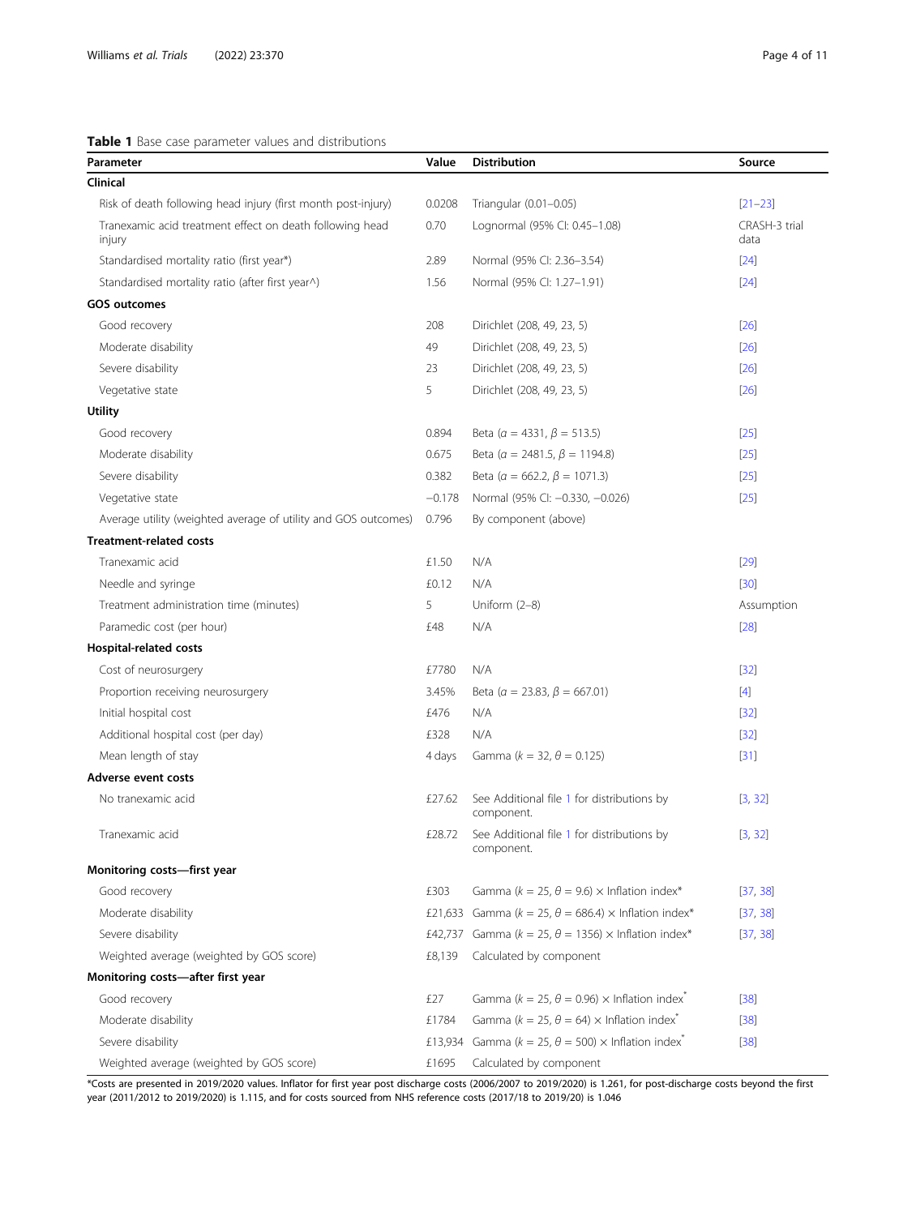**Table 1** Base case parameter values and distributions

| Parameter | Value | Distribution | Source |
|---|---|---|---|
| **Clinical** | | | |
| Risk of death following head injury (first month post-injury) | 0.0208 | Triangular (0.01–0.05) | [21–23] |
| Tranexamic acid treatment effect on death following head injury | 0.70 | Lognormal (95% CI: 0.45–1.08) | CRASH-3 trial data |
| Standardised mortality ratio (first year*) | 2.89 | Normal (95% CI: 2.36–3.54) | [24] |
| Standardised mortality ratio (after first year^) | 1.56 | Normal (95% CI: 1.27–1.91) | [24] |
| **GOS outcomes** | | | |
| Good recovery | 208 | Dirichlet (208, 49, 23, 5) | [26] |
| Moderate disability | 49 | Dirichlet (208, 49, 23, 5) | [26] |
| Severe disability | 23 | Dirichlet (208, 49, 23, 5) | [26] |
| Vegetative state | 5 | Dirichlet (208, 49, 23, 5) | [26] |
| **Utility** | | | |
| Good recovery | 0.894 | Beta ($\alpha$ = 4331, $\beta$ = 513.5) | [25] |
| Moderate disability | 0.675 | Beta ($\alpha$ = 2481.5, $\beta$ = 1194.8) | [25] |
| Severe disability | 0.382 | Beta ($\alpha$ = 662.2, $\beta$ = 1071.3) | [25] |
| Vegetative state | −0.178 | Normal (95% CI: −0.330, −0.026) | [25] |
| Average utility (weighted average of utility and GOS outcomes) | 0.796 | By component (above) | |
| **Treatment-related costs** | | | |
| Tranexamic acid | £1.50 | N/A | [29] |
| Needle and syringe | £0.12 | N/A | [30] |
| Treatment administration time (minutes) | 5 | Uniform (2–8) | Assumption |
| Paramedic cost (per hour) | £48 | N/A | [28] |
| **Hospital-related costs** | | | |
| Cost of neurosurgery | £7780 | N/A | [32] |
| Proportion receiving neurosurgery | 3.45% | Beta ($\alpha$ = 23.83, $\beta$ = 667.01) | [4] |
| Initial hospital cost | £476 | N/A | [32] |
| Additional hospital cost (per day) | £328 | N/A | [32] |
| Mean length of stay | 4 days | Gamma ($k$ = 32, $\theta$ = 0.125) | [31] |
| **Adverse event costs** | | | |
| No tranexamic acid | £27.62 | See Additional file 1 for distributions by component. | [3, 32] |
| Tranexamic acid | £28.72 | See Additional file 1 for distributions by component. | [3, 32] |
| **Monitoring costs—first year** | | | |
| Good recovery | £303 | Gamma ($k$ = 25, $\theta$ = 9.6) × Inflation index* | [37, 38] |
| Moderate disability | £21,633 | Gamma ($k$ = 25, $\theta$ = 686.4) × Inflation index* | [37, 38] |
| Severe disability | £42,737 | Gamma ($k$ = 25, $\theta$ = 1356) × Inflation index* | [37, 38] |
| Weighted average (weighted by GOS score) | £8,139 | Calculated by component | |
| **Monitoring costs—after first year** | | | |
| Good recovery | £27 | Gamma ($k$ = 25, $\theta$ = 0.96) × Inflation index* | [38] |
| Moderate disability | £1784 | Gamma ($k$ = 25, $\theta$ = 64) × Inflation index* | [38] |
| Severe disability | £13,934 | Gamma ($k$ = 25, $\theta$ = 500) × Inflation index* | [38] |
| Weighted average (weighted by GOS score) | £1695 | Calculated by component | |

*Costs are presented in 2019/2020 values. Inflator for first year post discharge costs (2006/2007 to 2019/2020) is 1.261, for post-discharge costs beyond the first year (2011/2012 to 2019/2020) is 1.115, and for costs sourced from NHS reference costs (2017/18 to 2019/20) is 1.046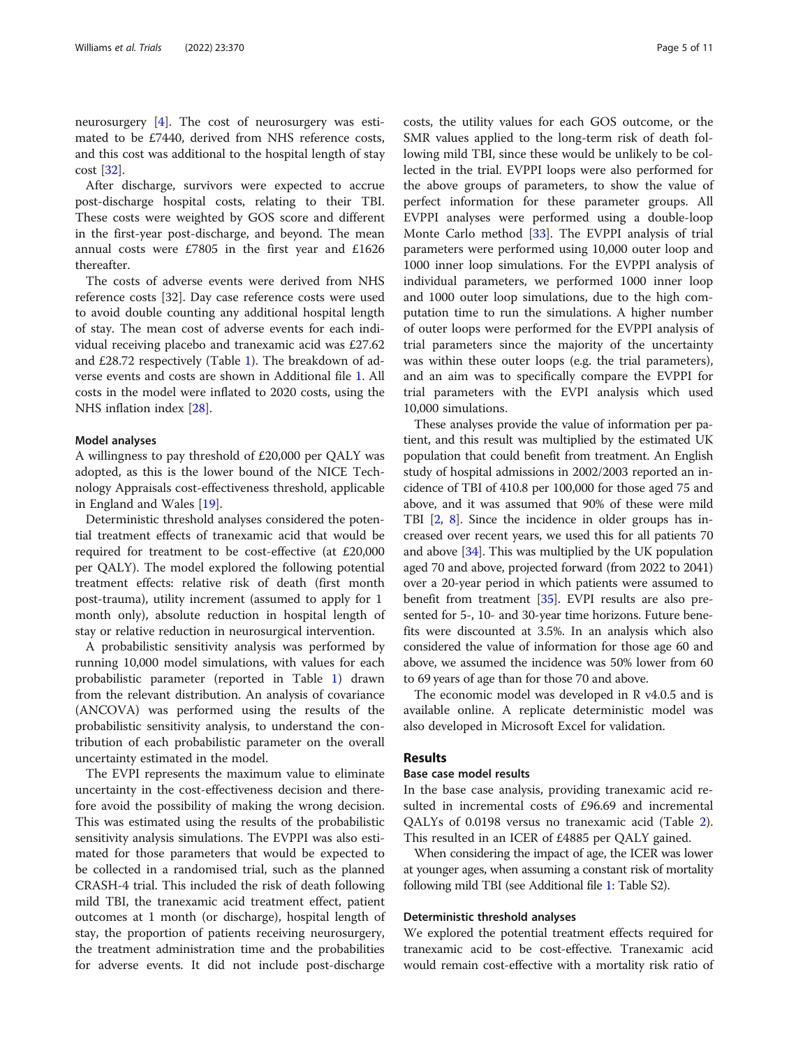neurosurgery [4]. The cost of neurosurgery was estimated to be £7440, derived from NHS reference costs, and this cost was additional to the hospital length of stay cost [32].

After discharge, survivors were expected to accrue post-discharge hospital costs, relating to their TBI. These costs were weighted by GOS score and different in the first-year post-discharge, and beyond. The mean annual costs were £7805 in the first year and £1626 thereafter.

The costs of adverse events were derived from NHS reference costs [32]. Day case reference costs were used to avoid double counting any additional hospital length of stay. The mean cost of adverse events for each individual receiving placebo and tranexamic acid was £27.62 and £28.72 respectively (Table 1). The breakdown of adverse events and costs are shown in Additional file 1. All costs in the model were inflated to 2020 costs, using the NHS inflation index [28].

#### Model analyses

A willingness to pay threshold of £20,000 per QALY was adopted, as this is the lower bound of the NICE Technology Appraisals cost-effectiveness threshold, applicable in England and Wales [19].

Deterministic threshold analyses considered the potential treatment effects of tranexamic acid that would be required for treatment to be cost-effective (at £20,000 per QALY). The model explored the following potential treatment effects: relative risk of death (first month post-trauma), utility increment (assumed to apply for 1 month only), absolute reduction in hospital length of stay or relative reduction in neurosurgical intervention.

A probabilistic sensitivity analysis was performed by running 10,000 model simulations, with values for each probabilistic parameter (reported in Table 1) drawn from the relevant distribution. An analysis of covariance (ANCOVA) was performed using the results of the probabilistic sensitivity analysis, to understand the contribution of each probabilistic parameter on the overall uncertainty estimated in the model.

The EVPI represents the maximum value to eliminate uncertainty in the cost-effectiveness decision and therefore avoid the possibility of making the wrong decision. This was estimated using the results of the probabilistic sensitivity analysis simulations. The EVPPI was also estimated for those parameters that would be expected to be collected in a randomised trial, such as the planned CRASH-4 trial. This included the risk of death following mild TBI, the tranexamic acid treatment effect, patient outcomes at 1 month (or discharge), hospital length of stay, the proportion of patients receiving neurosurgery, the treatment administration time and the probabilities for adverse events. It did not include post-discharge costs, the utility values for each GOS outcome, or the SMR values applied to the long-term risk of death following mild TBI, since these would be unlikely to be collected in the trial. EVPPI loops were also performed for the above groups of parameters, to show the value of perfect information for these parameter groups. All EVPPI analyses were performed using a double-loop Monte Carlo method [33]. The EVPPI analysis of trial parameters were performed using 10,000 outer loop and 1000 inner loop simulations. For the EVPPI analysis of individual parameters, we performed 1000 inner loop and 1000 outer loop simulations, due to the high computation time to run the simulations. A higher number of outer loops were performed for the EVPPI analysis of trial parameters since the majority of the uncertainty was within these outer loops (e.g. the trial parameters), and an aim was to specifically compare the EVPPI for trial parameters with the EVPI analysis which used 10,000 simulations.

These analyses provide the value of information per patient, and this result was multiplied by the estimated UK population that could benefit from treatment. An English study of hospital admissions in 2002/2003 reported an incidence of TBI of 410.8 per 100,000 for those aged 75 and above, and it was assumed that 90% of these were mild TBI [2, 8]. Since the incidence in older groups has increased over recent years, we used this for all patients 70 and above [34]. This was multiplied by the UK population aged 70 and above, projected forward (from 2022 to 2041) over a 20-year period in which patients were assumed to benefit from treatment [35]. EVPI results are also presented for 5-, 10- and 30-year time horizons. Future benefits were discounted at 3.5%. In an analysis which also considered the value of information for those age 60 and above, we assumed the incidence was 50% lower from 60 to 69 years of age than for those 70 and above.

The economic model was developed in R v4.0.5 and is available online. A replicate deterministic model was also developed in Microsoft Excel for validation.

## Results

### Base case model results

In the base case analysis, providing tranexamic acid resulted in incremental costs of £96.69 and incremental QALYs of 0.0198 versus no tranexamic acid (Table 2). This resulted in an ICER of £4885 per QALY gained.

When considering the impact of age, the ICER was lower at younger ages, when assuming a constant risk of mortality following mild TBI (see Additional file 1: Table S2).

### Deterministic threshold analyses

We explored the potential treatment effects required for tranexamic acid to be cost-effective. Tranexamic acid would remain cost-effective with a mortality risk ratio of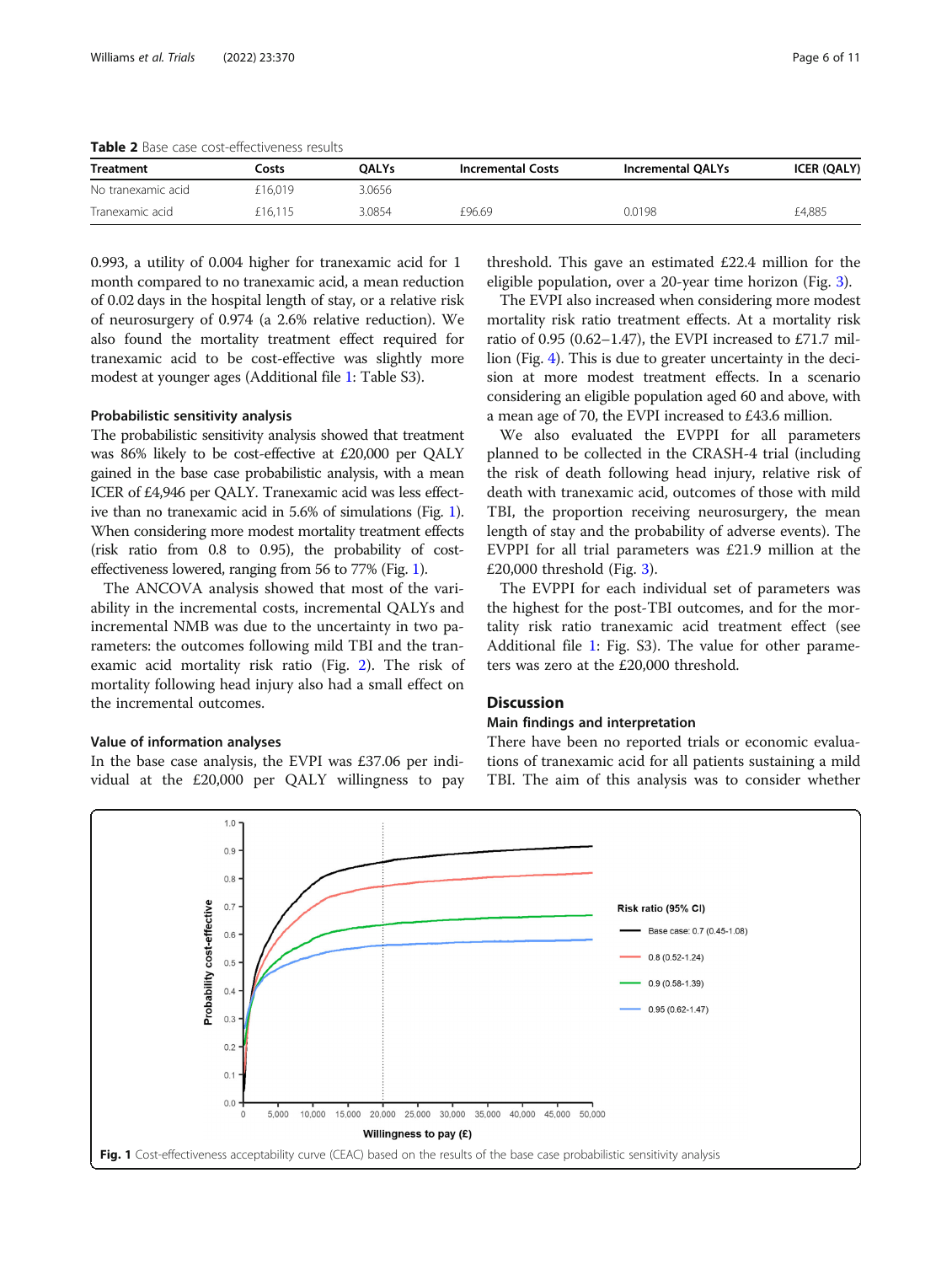**Table 2** Base case cost-effectiveness results

| Treatment | Costs | QALYs | Incremental Costs | Incremental QALYs | ICER (QALY) |
|---|---|---|---|---|---|
| No tranexamic acid | £16,019 | 3.0656 | | | |
| Tranexamic acid | £16,115 | 3.0854 | £96.69 | 0.0198 | £4,885 |

0.993, a utility of 0.004 higher for tranexamic acid for 1 month compared to no tranexamic acid, a mean reduction of 0.02 days in the hospital length of stay, or a relative risk of neurosurgery of 0.974 (a 2.6% relative reduction). We also found the mortality treatment effect required for tranexamic acid to be cost-effective was slightly more modest at younger ages (Additional file 1: Table S3).

### Probabilistic sensitivity analysis

The probabilistic sensitivity analysis showed that treatment was 86% likely to be cost-effective at £20,000 per QALY gained in the base case probabilistic analysis, with a mean ICER of £4,946 per QALY. Tranexamic acid was less effective than no tranexamic acid in 5.6% of simulations (Fig. 1). When considering more modest mortality treatment effects (risk ratio from 0.8 to 0.95), the probability of cost-effectiveness lowered, ranging from 56 to 77% (Fig. 1).

The ANCOVA analysis showed that most of the variability in the incremental costs, incremental QALYs and incremental NMB was due to the uncertainty in two parameters: the outcomes following mild TBI and the tranexamic acid mortality risk ratio (Fig. 2). The risk of mortality following head injury also had a small effect on the incremental outcomes.

### Value of information analyses

In the base case analysis, the EVPI was £37.06 per individual at the £20,000 per QALY willingness to pay threshold. This gave an estimated £22.4 million for the eligible population, over a 20-year time horizon (Fig. 3).

The EVPI also increased when considering more modest mortality risk ratio treatment effects. At a mortality risk ratio of 0.95 (0.62–1.47), the EVPI increased to £71.7 million (Fig. 4). This is due to greater uncertainty in the decision at more modest treatment effects. In a scenario considering an eligible population aged 60 and above, with a mean age of 70, the EVPI increased to £43.6 million.

We also evaluated the EVPPI for all parameters planned to be collected in the CRASH-4 trial (including the risk of death following head injury, relative risk of death with tranexamic acid, outcomes of those with mild TBI, the proportion receiving neurosurgery, the mean length of stay and the probability of adverse events). The EVPPI for all trial parameters was £21.9 million at the £20,000 threshold (Fig. 3).

The EVPPI for each individual set of parameters was the highest for the post-TBI outcomes, and for the mortality risk ratio tranexamic acid treatment effect (see Additional file 1: Fig. S3). The value for other parameters was zero at the £20,000 threshold.

## Discussion

### Main findings and interpretation

There have been no reported trials or economic evaluations of tranexamic acid for all patients sustaining a mild TBI. The aim of this analysis was to consider whether

**Fig. 1** Cost-effectiveness acceptability curve (CEAC) based on the results of the base case probabilistic sensitivity analysis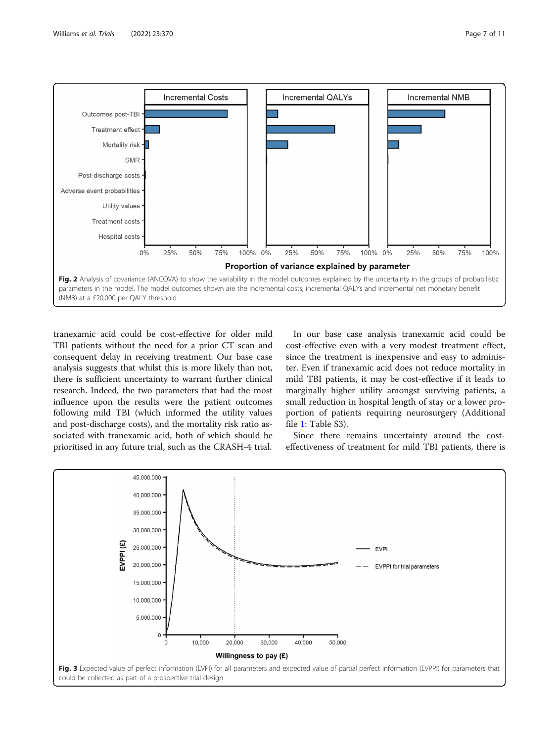Fig. 2 Analysis of covariance (ANCOVA) to show the variability in the model outcomes explained by the uncertainty in the groups of probabilistic parameters in the model. The model outcomes shown are the incremental costs, incremental QALYs and incremental net monetary benefit (NMB) at a £20,000 per QALY threshold

tranexamic acid could be cost-effective for older mild TBI patients without the need for a prior CT scan and consequent delay in receiving treatment. Our base case analysis suggests that whilst this is more likely than not, there is sufficient uncertainty to warrant further clinical research. Indeed, the two parameters that had the most influence upon the results were the patient outcomes following mild TBI (which informed the utility values and post-discharge costs), and the mortality risk ratio associated with tranexamic acid, both of which should be prioritised in any future trial, such as the CRASH-4 trial.

In our base case analysis tranexamic acid could be cost-effective even with a very modest treatment effect, since the treatment is inexpensive and easy to administer. Even if tranexamic acid does not reduce mortality in mild TBI patients, it may be cost-effective if it leads to marginally higher utility amongst surviving patients, a small reduction in hospital length of stay or a lower proportion of patients requiring neurosurgery (Additional file 1: Table S3).

Since there remains uncertainty around the cost-effectiveness of treatment for mild TBI patients, there is

Fig. 3 Expected value of perfect information (EVPI) for all parameters and expected value of partial perfect information (EVPPI) for parameters that could be collected as part of a prospective trial design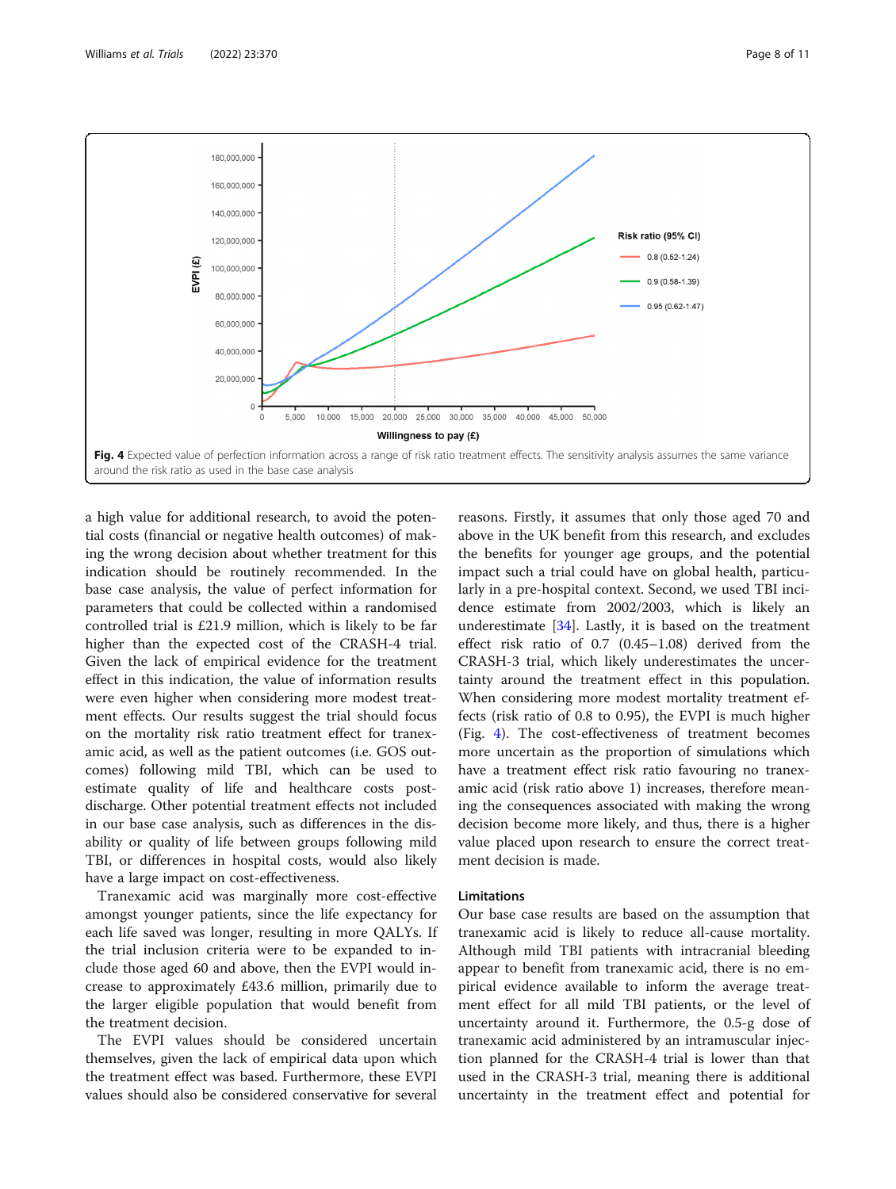Fig. 4 Expected value of perfection information across a range of risk ratio treatment effects. The sensitivity analysis assumes the same variance around the risk ratio as used in the base case analysis

a high value for additional research, to avoid the potential costs (financial or negative health outcomes) of making the wrong decision about whether treatment for this indication should be routinely recommended. In the base case analysis, the value of perfect information for parameters that could be collected within a randomised controlled trial is £21.9 million, which is likely to be far higher than the expected cost of the CRASH-4 trial. Given the lack of empirical evidence for the treatment effect in this indication, the value of information results were even higher when considering more modest treatment effects. Our results suggest the trial should focus on the mortality risk ratio treatment effect for tranexamic acid, as well as the patient outcomes (i.e. GOS outcomes) following mild TBI, which can be used to estimate quality of life and healthcare costs post-discharge. Other potential treatment effects not included in our base case analysis, such as differences in the disability or quality of life between groups following mild TBI, or differences in hospital costs, would also likely have a large impact on cost-effectiveness.

Tranexamic acid was marginally more cost-effective amongst younger patients, since the life expectancy for each life saved was longer, resulting in more QALYs. If the trial inclusion criteria were to be expanded to include those aged 60 and above, then the EVPI would increase to approximately £43.6 million, primarily due to the larger eligible population that would benefit from the treatment decision.

The EVPI values should be considered uncertain themselves, given the lack of empirical data upon which the treatment effect was based. Furthermore, these EVPI values should also be considered conservative for several reasons. Firstly, it assumes that only those aged 70 and above in the UK benefit from this research, and excludes the benefits for younger age groups, and the potential impact such a trial could have on global health, particularly in a pre-hospital context. Second, we used TBI incidence estimate from 2002/2003, which is likely an underestimate [34]. Lastly, it is based on the treatment effect risk ratio of 0.7 (0.45–1.08) derived from the CRASH-3 trial, which likely underestimates the uncertainty around the treatment effect in this population. When considering more modest mortality treatment effects (risk ratio of 0.8 to 0.95), the EVPI is much higher (Fig. 4). The cost-effectiveness of treatment becomes more uncertain as the proportion of simulations which have a treatment effect risk ratio favouring no tranexamic acid (risk ratio above 1) increases, therefore meaning the consequences associated with making the wrong decision become more likely, and thus, there is a higher value placed upon research to ensure the correct treatment decision is made.

## Limitations

Our base case results are based on the assumption that tranexamic acid is likely to reduce all-cause mortality. Although mild TBI patients with intracranial bleeding appear to benefit from tranexamic acid, there is no empirical evidence available to inform the average treatment effect for all mild TBI patients, or the level of uncertainty around it. Furthermore, the 0.5-g dose of tranexamic acid administered by an intramuscular injection planned for the CRASH-4 trial is lower than that used in the CRASH-3 trial, meaning there is additional uncertainty in the treatment effect and potential for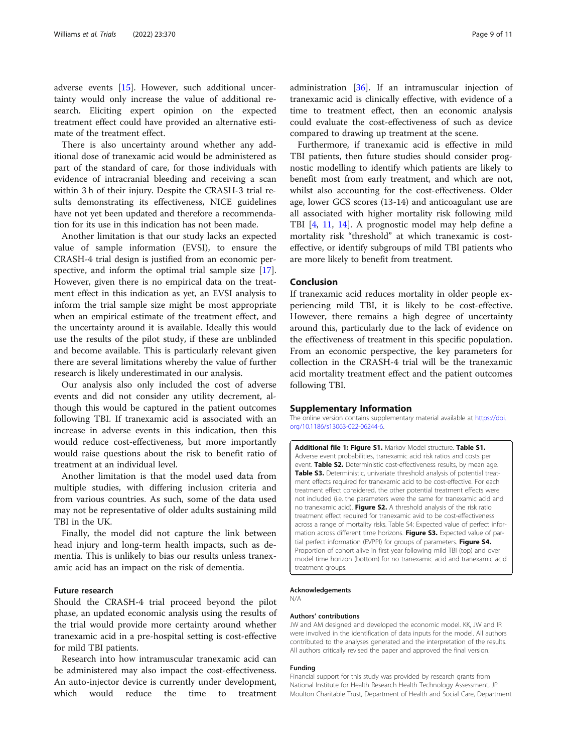adverse events [15]. However, such additional uncertainty would only increase the value of additional research. Eliciting expert opinion on the expected treatment effect could have provided an alternative estimate of the treatment effect.

There is also uncertainty around whether any additional dose of tranexamic acid would be administered as part of the standard of care, for those individuals with evidence of intracranial bleeding and receiving a scan within 3 h of their injury. Despite the CRASH-3 trial results demonstrating its effectiveness, NICE guidelines have not yet been updated and therefore a recommendation for its use in this indication has not been made.

Another limitation is that our study lacks an expected value of sample information (EVSI), to ensure the CRASH-4 trial design is justified from an economic perspective, and inform the optimal trial sample size [17]. However, given there is no empirical data on the treatment effect in this indication as yet, an EVSI analysis to inform the trial sample size might be most appropriate when an empirical estimate of the treatment effect, and the uncertainty around it is available. Ideally this would use the results of the pilot study, if these are unblinded and become available. This is particularly relevant given there are several limitations whereby the value of further research is likely underestimated in our analysis.

Our analysis also only included the cost of adverse events and did not consider any utility decrement, although this would be captured in the patient outcomes following TBI. If tranexamic acid is associated with an increase in adverse events in this indication, then this would reduce cost-effectiveness, but more importantly would raise questions about the risk to benefit ratio of treatment at an individual level.

Another limitation is that the model used data from multiple studies, with differing inclusion criteria and from various countries. As such, some of the data used may not be representative of older adults sustaining mild TBI in the UK.

Finally, the model did not capture the link between head injury and long-term health impacts, such as dementia. This is unlikely to bias our results unless tranexamic acid has an impact on the risk of dementia.

### Future research

Should the CRASH-4 trial proceed beyond the pilot phase, an updated economic analysis using the results of the trial would provide more certainty around whether tranexamic acid in a pre-hospital setting is cost-effective for mild TBI patients.

Research into how intramuscular tranexamic acid can be administered may also impact the cost-effectiveness. An auto-injector device is currently under development, which would reduce the time to treatment administration [36]. If an intramuscular injection of tranexamic acid is clinically effective, with evidence of a time to treatment effect, then an economic analysis could evaluate the cost-effectiveness of such as device compared to drawing up treatment at the scene.

Furthermore, if tranexamic acid is effective in mild TBI patients, then future studies should consider prognostic modelling to identify which patients are likely to benefit most from early treatment, and which are not, whilst also accounting for the cost-effectiveness. Older age, lower GCS scores (13-14) and anticoagulant use are all associated with higher mortality risk following mild TBI [4, 11, 14]. A prognostic model may help define a mortality risk "threshold" at which tranexamic is cost-effective, or identify subgroups of mild TBI patients who are more likely to benefit from treatment.

## Conclusion

If tranexamic acid reduces mortality in older people experiencing mild TBI, it is likely to be cost-effective. However, there remains a high degree of uncertainty around this, particularly due to the lack of evidence on the effectiveness of treatment in this specific population. From an economic perspective, the key parameters for collection in the CRASH-4 trial will be the tranexamic acid mortality treatment effect and the patient outcomes following TBI.

## Supplementary Information

The online version contains supplementary material available at https://doi.org/10.1186/s13063-022-06244-6.

**Additional file 1: Figure S1.** Markov Model structure. **Table S1.** Adverse event probabilities, tranexamic acid risk ratios and costs per event. **Table S2.** Deterministic cost-effectiveness results, by mean age. **Table S3.** Deterministic, univariate threshold analysis of potential treatment effects required for tranexamic acid to be cost-effective. For each treatment effect considered, the other potential treatment effects were not included (i.e. the parameters were the same for tranexamic acid and no tranexamic acid). **Figure S2.** A threshold analysis of the risk ratio treatment effect required for tranexamic avid to be cost-effectiveness across a range of mortality risks. Table S4: Expected value of perfect information across different time horizons. **Figure S3.** Expected value of partial perfect information (EVPPI) for groups of parameters. **Figure S4.** Proportion of cohort alive in first year following mild TBI (top) and over model time horizon (bottom) for no tranexamic acid and tranexamic acid treatment groups.

#### Acknowledgements

N/A

#### Authors' contributions

JW and AM designed and developed the economic model. KK, JW and IR were involved in the identification of data inputs for the model. All authors contributed to the analyses generated and the interpretation of the results. All authors critically revised the paper and approved the final version.

#### Funding

Financial support for this study was provided by research grants from National Institute for Health Research Health Technology Assessment, JP Moulton Charitable Trust, Department of Health and Social Care, Department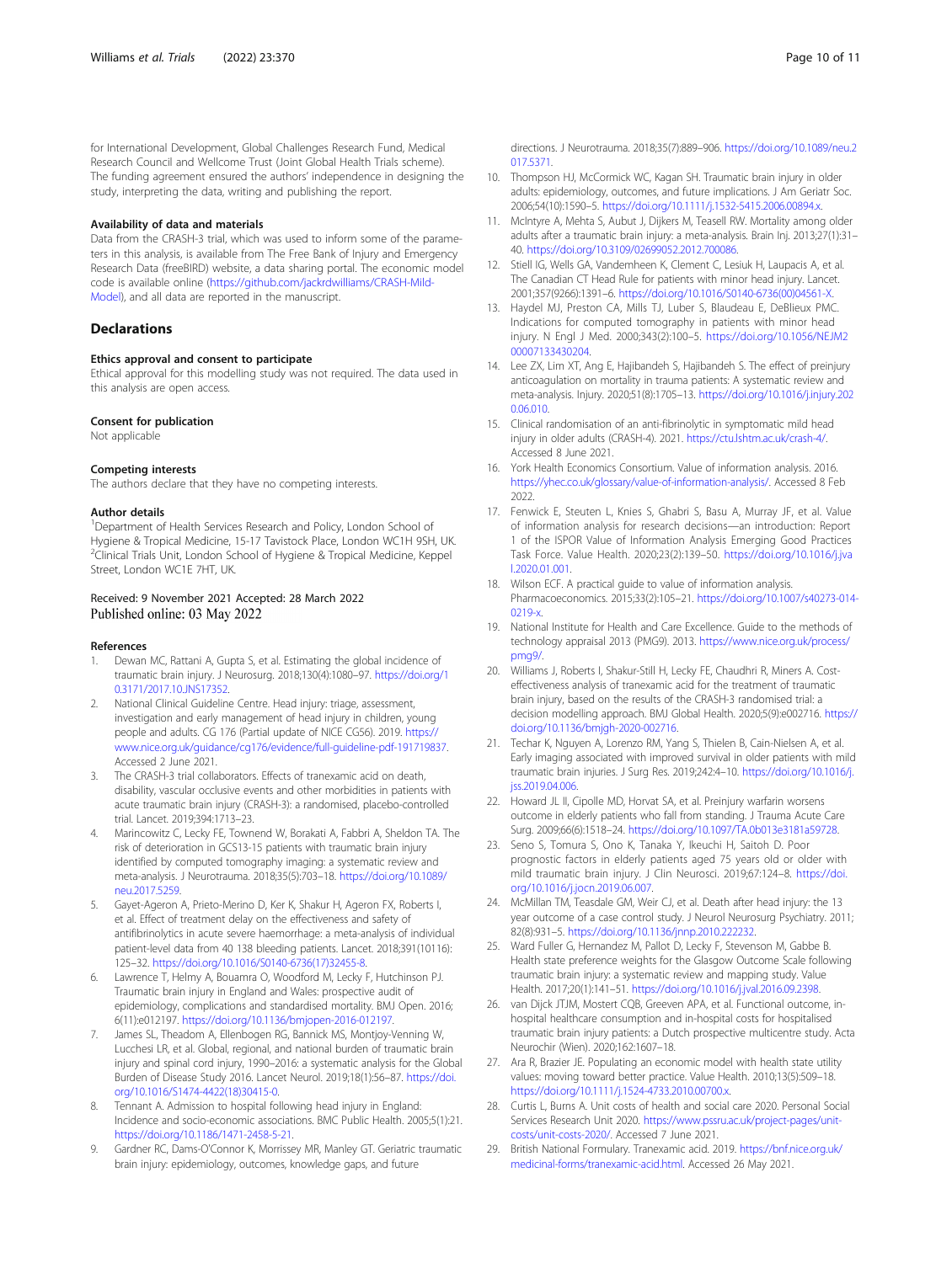for International Development, Global Challenges Research Fund, Medical Research Council and Wellcome Trust (Joint Global Health Trials scheme). The funding agreement ensured the authors' independence in designing the study, interpreting the data, writing and publishing the report.

### Availability of data and materials

Data from the CRASH-3 trial, which was used to inform some of the parameters in this analysis, is available from The Free Bank of Injury and Emergency Research Data (freeBIRD) website, a data sharing portal. The economic model code is available online (https://github.com/jackrdwilliams/CRASH-Mild-Model), and all data are reported in the manuscript.

## Declarations

### Ethics approval and consent to participate

Ethical approval for this modelling study was not required. The data used in this analysis are open access.

### Consent for publication

Not applicable

### Competing interests

The authors declare that they have no competing interests.

### Author details

[1]Department of Health Services Research and Policy, London School of Hygiene & Tropical Medicine, 15-17 Tavistock Place, London WC1H 9SH, UK. [2]Clinical Trials Unit, London School of Hygiene & Tropical Medicine, Keppel Street, London WC1E 7HT, UK.

Received: 9 November 2021 Accepted: 28 March 2022
Published online: 03 May 2022

### References

1. Dewan MC, Rattani A, Gupta S, et al. Estimating the global incidence of traumatic brain injury. J Neurosurg. 2018;130(4):1080–97. https://doi.org/10.3171/2017.10.JNS17352.
2. National Clinical Guideline Centre. Head injury: triage, assessment, investigation and early management of head injury in children, young people and adults. CG 176 (Partial update of NICE CG56). 2019. https://www.nice.org.uk/guidance/cg176/evidence/full-guideline-pdf-191719837. Accessed 2 June 2021.
3. The CRASH-3 trial collaborators. Effects of tranexamic acid on death, disability, vascular occlusive events and other morbidities in patients with acute traumatic brain injury (CRASH-3): a randomised, placebo-controlled trial. Lancet. 2019;394:1713–23.
4. Marincowitz C, Lecky FE, Townend W, Borakati A, Fabbri A, Sheldon TA. The risk of deterioration in GCS13-15 patients with traumatic brain injury identified by computed tomography imaging: a systematic review and meta-analysis. J Neurotrauma. 2018;35(5):703–18. https://doi.org/10.1089/neu.2017.5259.
5. Gayet-Ageron A, Prieto-Merino D, Ker K, Shakur H, Ageron FX, Roberts I, et al. Effect of treatment delay on the effectiveness and safety of antifibrinolytics in acute severe haemorrhage: a meta-analysis of individual patient-level data from 40 138 bleeding patients. Lancet. 2018;391(10116):125–32. https://doi.org/10.1016/S0140-6736(17)32455-8.
6. Lawrence T, Helmy A, Bouamra O, Woodford M, Lecky F, Hutchinson PJ. Traumatic brain injury in England and Wales: prospective audit of epidemiology, complications and standardised mortality. BMJ Open. 2016;6(11):e012197. https://doi.org/10.1136/bmjopen-2016-012197.
7. James SL, Theadom A, Ellenbogen RG, Bannick MS, Montjoy-Venning W, Lucchesi LR, et al. Global, regional, and national burden of traumatic brain injury and spinal cord injury, 1990–2016: a systematic analysis for the Global Burden of Disease Study 2016. Lancet Neurol. 2019;18(1):56–87. https://doi.org/10.1016/S1474-4422(18)30415-0.
8. Tennant A. Admission to hospital following head injury in England: Incidence and socio-economic associations. BMC Public Health. 2005;5(1):21. https://doi.org/10.1186/1471-2458-5-21.
9. Gardner RC, Dams-O'Connor K, Morrissey MR, Manley GT. Geriatric traumatic brain injury: epidemiology, outcomes, knowledge gaps, and future directions. J Neurotrauma. 2018;35(7):889–906. https://doi.org/10.1089/neu.2017.5371.
10. Thompson HJ, McCormick WC, Kagan SH. Traumatic brain injury in older adults: epidemiology, outcomes, and future implications. J Am Geriatr Soc. 2006;54(10):1590–5. https://doi.org/10.1111/j.1532-5415.2006.00894.x.
11. McIntyre A, Mehta S, Aubut J, Dijkers M, Teasell RW. Mortality among older adults after a traumatic brain injury: a meta-analysis. Brain Inj. 2013;27(1):31–40. https://doi.org/10.3109/02699052.2012.700086.
12. Stiell IG, Wells GA, Vandemheen K, Clement C, Lesiuk H, Laupacis A, et al. The Canadian CT Head Rule for patients with minor head injury. Lancet. 2001;357(9266):1391–6. https://doi.org/10.1016/S0140-6736(00)04561-X.
13. Haydel MJ, Preston CA, Mills TJ, Luber S, Blaudeau E, DeBlieux PMC. Indications for computed tomography in patients with minor head injury. N Engl J Med. 2000;343(2):100–5. https://doi.org/10.1056/NEJM200007133430204.
14. Lee ZX, Lim XT, Ang E, Hajibandeh S, Hajibandeh S. The effect of preinjury anticoagulation on mortality in trauma patients: A systematic review and meta-analysis. Injury. 2020;51(8):1705–13. https://doi.org/10.1016/j.injury.2020.06.010.
15. Clinical randomisation of an anti-fibrinolytic in symptomatic mild head injury in older adults (CRASH-4). 2021. https://ctu.lshtm.ac.uk/crash-4/. Accessed 8 June 2021.
16. York Health Economics Consortium. Value of information analysis. 2016. https://yhec.co.uk/glossary/value-of-information-analysis/. Accessed 8 Feb 2022.
17. Fenwick E, Steuten L, Knies S, Ghabri S, Basu A, Murray JF, et al. Value of information analysis for research decisions—an introduction: Report 1 of the ISPOR Value of Information Analysis Emerging Good Practices Task Force. Value Health. 2020;23(2):139–50. https://doi.org/10.1016/j.jval.2020.01.001.
18. Wilson ECF. A practical guide to value of information analysis. Pharmacoeconomics. 2015;33(2):105–21. https://doi.org/10.1007/s40273-014-0219-x.
19. National Institute for Health and Care Excellence. Guide to the methods of technology appraisal 2013 (PMG9). 2013. https://www.nice.org.uk/process/pmg9/.
20. Williams J, Roberts I, Shakur-Still H, Lecky FE, Chaudhri R, Miners A. Cost-effectiveness analysis of tranexamic acid for the treatment of traumatic brain injury, based on the results of the CRASH-3 randomised trial: a decision modelling approach. BMJ Global Health. 2020;5(9):e002716. https://doi.org/10.1136/bmjgh-2020-002716.
21. Techar K, Nguyen A, Lorenzo RM, Yang S, Thielen B, Cain-Nielsen A, et al. Early imaging associated with improved survival in older patients with mild traumatic brain injuries. J Surg Res. 2019;242:4–10. https://doi.org/10.1016/j.jss.2019.04.006.
22. Howard JL II, Cipolle MD, Horvat SA, et al. Preinjury warfarin worsens outcome in elderly patients who fall from standing. J Trauma Acute Care Surg. 2009;66(6):1518–24. https://doi.org/10.1097/TA.0b013e3181a59728.
23. Seno S, Tomura S, Ono K, Tanaka Y, Ikeuchi H, Saitoh D. Poor prognostic factors in elderly patients aged 75 years old or older with mild traumatic brain injury. J Clin Neurosci. 2019;67:124–8. https://doi.org/10.1016/j.jocn.2019.06.007.
24. McMillan TM, Teasdale GM, Weir CJ, et al. Death after head injury: the 13 year outcome of a case control study. J Neurol Neurosurg Psychiatry. 2011;82(8):931–5. https://doi.org/10.1136/jnnp.2010.222232.
25. Ward Fuller G, Hernandez M, Pallot D, Lecky F, Stevenson M, Gabbe B. Health state preference weights for the Glasgow Outcome Scale following traumatic brain injury: a systematic review and mapping study. Value Health. 2017;20(1):141–51. https://doi.org/10.1016/j.jval.2016.09.2398.
26. van Dijck JTJM, Mostert CQB, Greeven APA, et al. Functional outcome, in-hospital healthcare consumption and in-hospital costs for hospitalised traumatic brain injury patients: a Dutch prospective multicentre study. Acta Neurochir (Wien). 2020;162:1607–18.
27. Ara R, Brazier JE. Populating an economic model with health state utility values: moving toward better practice. Value Health. 2010;13(5):509–18. https://doi.org/10.1111/j.1524-4733.2010.00700.x.
28. Curtis L, Burns A. Unit costs of health and social care 2020. Personal Social Services Research Unit 2020. https://www.pssru.ac.uk/project-pages/unit-costs/unit-costs-2020/. Accessed 7 June 2021.
29. British National Formulary. Tranexamic acid. 2019. https://bnf.nice.org.uk/medicinal-forms/tranexamic-acid.html. Accessed 26 May 2021.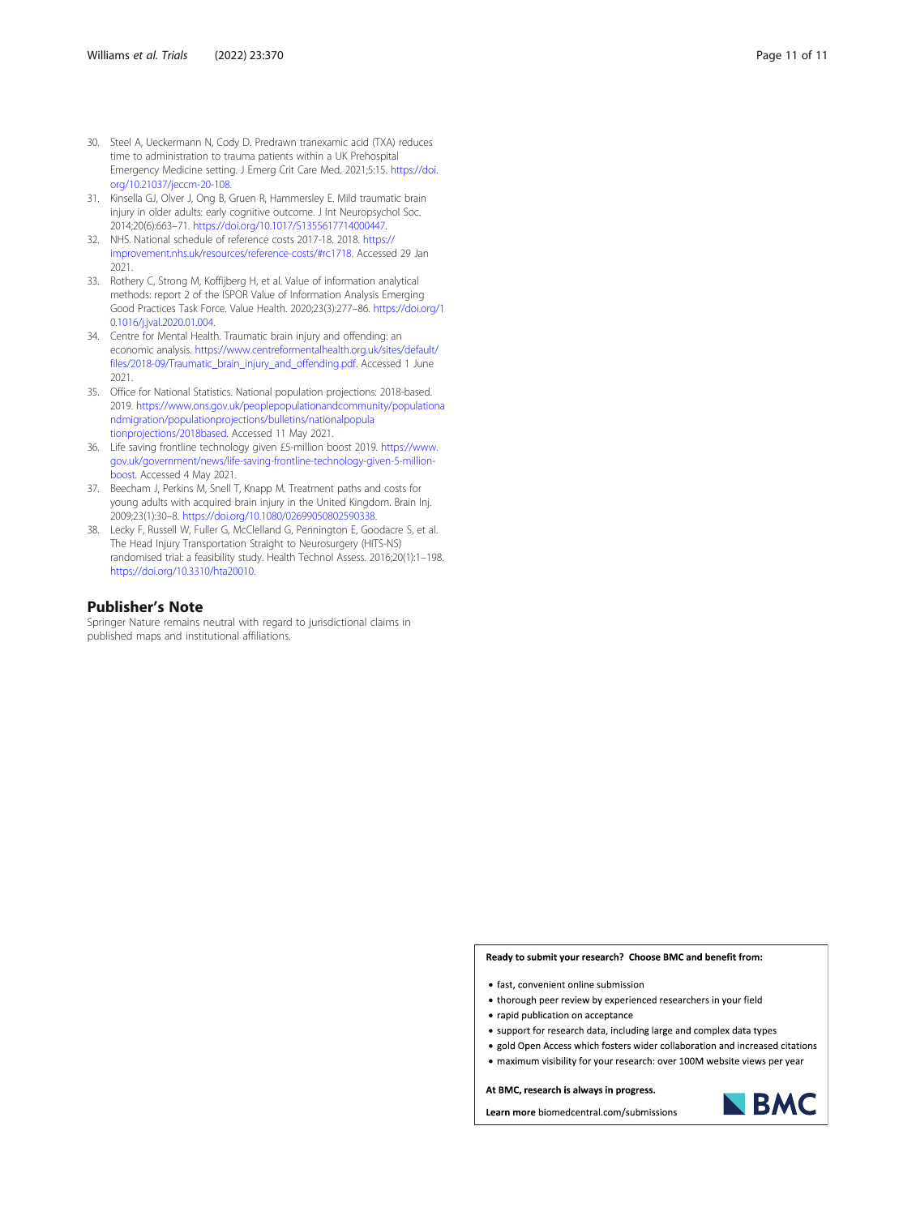30. Steel A, Ueckermann N, Cody D. Predrawn tranexamic acid (TXA) reduces time to administration to trauma patients within a UK Prehospital Emergency Medicine setting. J Emerg Crit Care Med. 2021;5:15. https://doi.org/10.21037/jeccm-20-108.
31. Kinsella GJ, Olver J, Ong B, Gruen R, Hammersley E. Mild traumatic brain injury in older adults: early cognitive outcome. J Int Neuropsychol Soc. 2014;20(6):663–71. https://doi.org/10.1017/S1355617714000447.
32. NHS. National schedule of reference costs 2017-18. 2018. https://improvement.nhs.uk/resources/reference-costs/#rc1718. Accessed 29 Jan 2021.
33. Rothery C, Strong M, Koffijberg H, et al. Value of information analytical methods: report 2 of the ISPOR Value of Information Analysis Emerging Good Practices Task Force. Value Health. 2020;23(3):277–86. https://doi.org/10.1016/j.jval.2020.01.004.
34. Centre for Mental Health. Traumatic brain injury and offending: an economic analysis. https://www.centreformentalhealth.org.uk/sites/default/files/2018-09/Traumatic_brain_injury_and_offending.pdf. Accessed 1 June 2021.
35. Office for National Statistics. National population projections: 2018-based. 2019. https://www.ons.gov.uk/peoplepopulationandcommunity/populationandmigration/populationprojections/bulletins/nationalpopulationprojections/2018based. Accessed 11 May 2021.
36. Life saving frontline technology given £5-million boost 2019. https://www.gov.uk/government/news/life-saving-frontline-technology-given-5-million-boost. Accessed 4 May 2021.
37. Beecham J, Perkins M, Snell T, Knapp M. Treatment paths and costs for young adults with acquired brain injury in the United Kingdom. Brain Inj. 2009;23(1):30–8. https://doi.org/10.1080/02699050802590338.
38. Lecky F, Russell W, Fuller G, McClelland G, Pennington E, Goodacre S, et al. The Head Injury Transportation Straight to Neurosurgery (HITS-NS) randomised trial: a feasibility study. Health Technol Assess. 2016;20(1):1–198. https://doi.org/10.3310/hta20010.

## Publisher's Note

Springer Nature remains neutral with regard to jurisdictional claims in published maps and institutional affiliations.

**Ready to submit your research? Choose BMC and benefit from:**

- fast, convenient online submission
- thorough peer review by experienced researchers in your field
- rapid publication on acceptance
- support for research data, including large and complex data types
- gold Open Access which fosters wider collaboration and increased citations
- maximum visibility for your research: over 100M website views per year

**At BMC, research is always in progress.**

**Learn more** biomedcentral.com/submissions

BMC